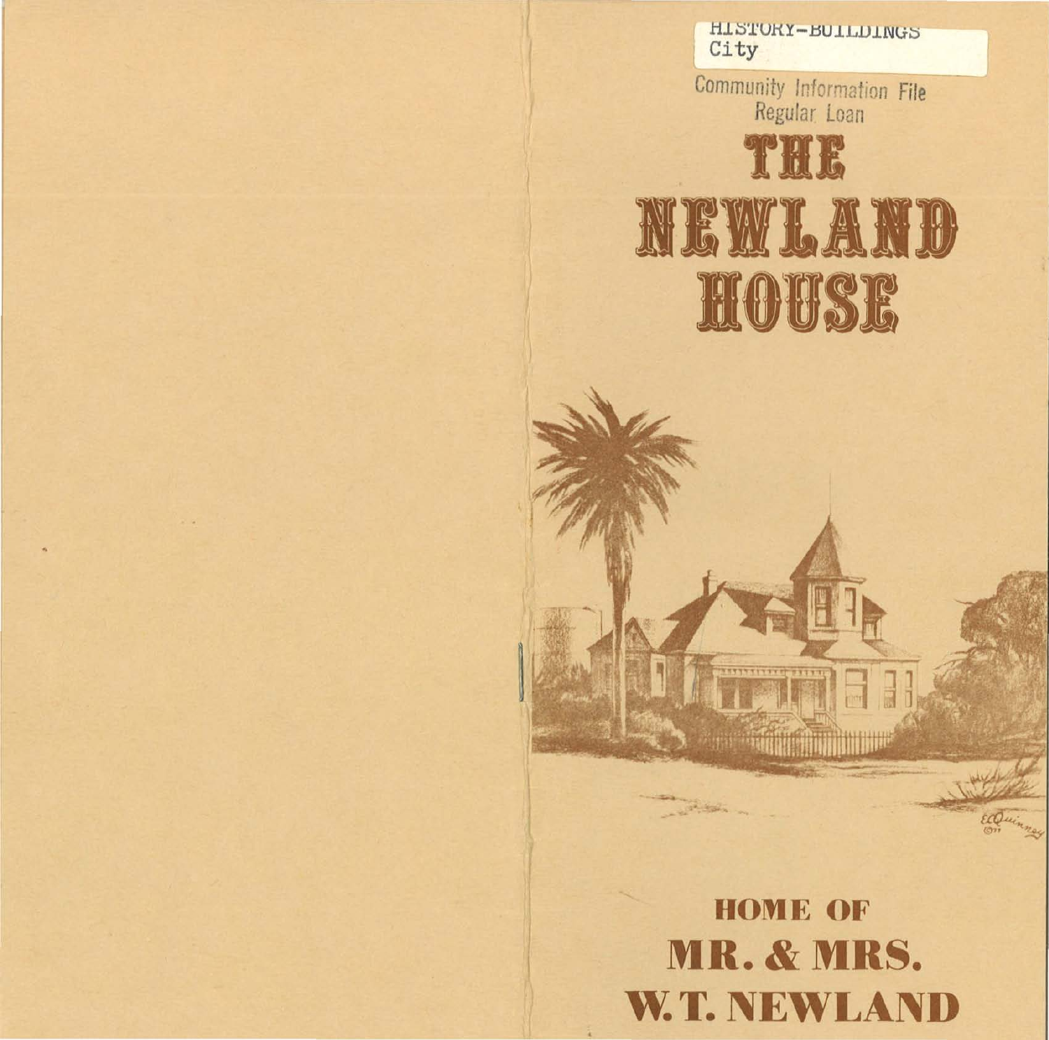HISTORY-BUILDINGS
City

Community Information File
Regular Loan

# THE NEWLAND HOUSE

ECQuinney

## HOME OF MR. & MRS. W. T. NEWLAND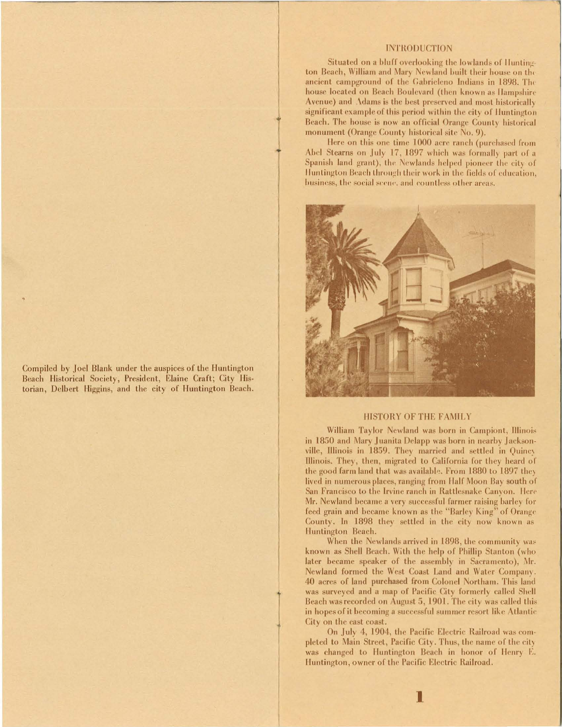Compiled by Joel Blank under the auspices of the Huntington Beach Historical Society, President, Elaine Craft; City Historian, Delbert Higgins, and the city of Huntington Beach.

## INTRODUCTION

Situated on a bluff overlooking the lowlands of Huntington Beach, William and Mary Newland built their house on the ancient campground of the Gabrieleno Indians in 1898. The house located on Beach Boulevard (then known as Hampshire Avenue) and Adams is the best preserved and most historically significant example of this period within the city of Huntington Beach. The house is now an official Orange County historical monument (Orange County historical site No. 9).

Here on this one time 1000 acre ranch (purchased from Abel Stearns on July 17, 1897 which was formally part of a Spanish land grant), the Newlands helped pioneer the city of Huntington Beach through their work in the fields of education, business, the social scene, and countless other areas.

## HISTORY OF THE FAMILY

William Taylor Newland was born in Campiont, Illinois in 1850 and Mary Juanita Delapp was born in nearby Jacksonville, Illinois in 1859. They married and settled in Quincy Illinois. They, then, migrated to California for they heard of the good farm land that was available. From 1880 to 1897 they lived in numerous places, ranging from Half Moon Bay south of San Francisco to the Irvine ranch in Rattlesnake Canyon. Here Mr. Newland became a very successful farmer raising barley for feed grain and became known as the "Barley King" of Orange County. In 1898 they settled in the city now known as Huntington Beach.

When the Newlands arrived in 1898, the community was known as Shell Beach. With the help of Phillip Stanton (who later became speaker of the assembly in Sacramento), Mr. Newland formed the West Coast Land and Water Company. 40 acres of land purchased from Colonel Northam. This land was surveyed and a map of Pacific City formerly called Shell Beach was recorded on August 5, 1901. The city was called this in hopes of it becoming a successful summer resort like Atlantic City on the east coast.

On July 4, 1904, the Pacific Electric Railroad was completed to Main Street, Pacific City. Thus, the name of the city was changed to Huntington Beach in honor of Henry E. Huntington, owner of the Pacific Electric Railroad.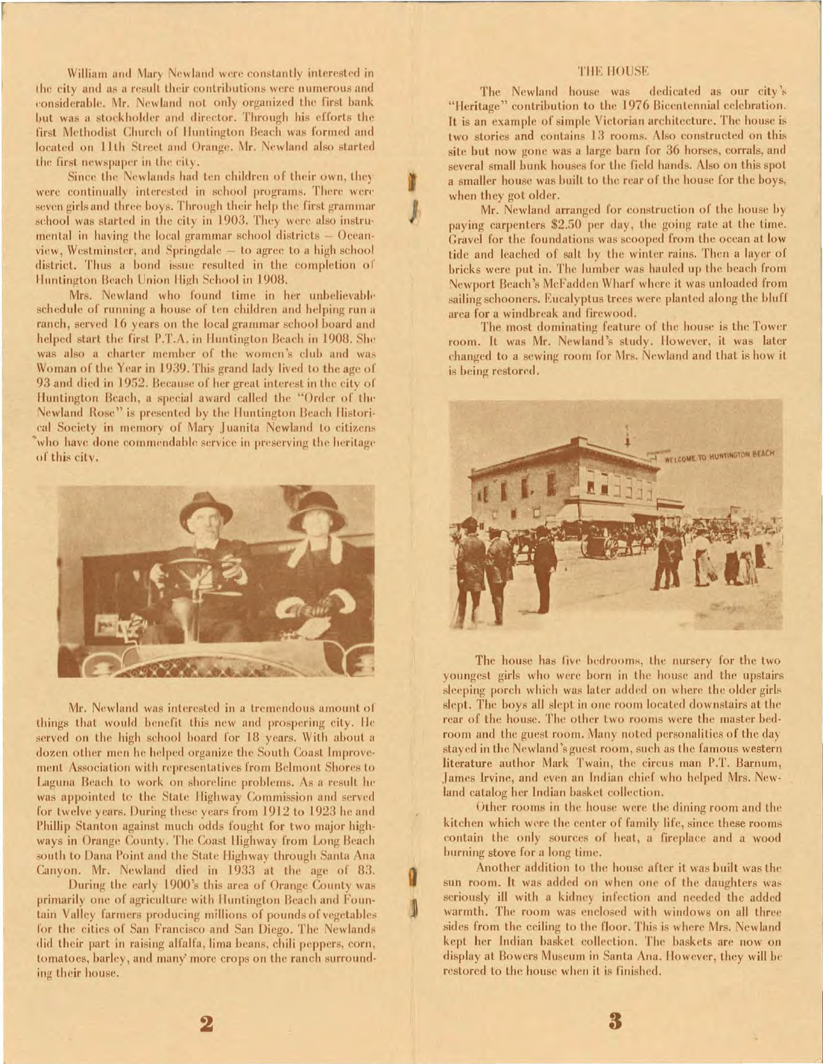William and Mary Newland were constantly interested in the city and as a result their contributions were numerous and considerable. Mr. Newland not only organized the first bank but was a stockholder and director. Through his efforts the first Methodist Church of Huntington Beach was formed and located on 11th Street and Orange. Mr. Newland also started the first newspaper in the city.

Since the Newlands had ten children of their own, they were continually interested in school programs. There were seven girls and three boys. Through their help the first grammar school was started in the city in 1903. They were also instrumental in having the local grammar school districts – Oceanview, Westminster, and Springdale – to agree to a high school district. Thus a bond issue resulted in the completion of Huntington Beach Union High School in 1908.

Mrs. Newland who found time in her unbelievable schedule of running a house of ten children and helping run a ranch, served 16 years on the local grammar school board and helped start the first P.T.A. in Huntington Beach in 1908. She was also a charter member of the women's club and was Woman of the Year in 1939. This grand lady lived to the age of 93 and died in 1952. Because of her great interest in the city of Huntington Beach, a special award called the "Order of the Newland Rose" is presented by the Huntington Beach Historical Society in memory of Mary Juanita Newland to citizens who have done commendable service in preserving the heritage of this city.

Mr. Newland was interested in a tremendous amount of things that would benefit this new and prospering city. He served on the high school board for 18 years. With about a dozen other men he helped organize the South Coast Improvement Association with representatives from Belmont Shores to Laguna Beach to work on shoreline problems. As a result he was appointed to the State Highway Commission and served for twelve years. During these years from 1912 to 1923 he and Phillip Stanton against much odds fought for two major highways in Orange County. The Coast Highway from Long Beach south to Dana Point and the State Highway through Santa Ana Canyon. Mr. Newland died in 1933 at the age of 83.

During the early 1900's this area of Orange County was primarily one of agriculture with Huntington Beach and Fountain Valley farmers producing millions of pounds of vegetables for the cities of San Francisco and San Diego. The Newlands did their part in raising alfalfa, lima beans, chili peppers, corn, tomatoes, barley, and many more crops on the ranch surrounding their house.

## THE HOUSE

The Newland house was dedicated as our city's "Heritage" contribution to the 1976 Bicentennial celebration. It is an example of simple Victorian architecture. The house is two stories and contains 13 rooms. Also constructed on this site but now gone was a large barn for 36 horses, corrals, and several small bunk houses for the field hands. Also on this spot a smaller house was built to the rear of the house for the boys, when they got older.

Mr. Newland arranged for construction of the house by paying carpenters $2.50 per day, the going rate at the time. Gravel for the foundations was scooped from the ocean at low tide and leached of salt by the winter rains. Then a layer of bricks were put in. The lumber was hauled up the beach from Newport Beach's McFadden Wharf where it was unloaded from sailing schooners. Eucalyptus trees were planted along the bluff area for a windbreak and firewood.

The most dominating feature of the house is the Tower room. It was Mr. Newland's study. However, it was later changed to a sewing room for Mrs. Newland and that is how it is being restored.

The house has five bedrooms, the nursery for the two youngest girls who were born in the house and the upstairs sleeping porch which was later added on where the older girls slept. The boys all slept in one room located downstairs at the rear of the house. The other two rooms were the master bedroom and the guest room. Many noted personalities of the day stayed in the Newland's guest room, such as the famous western literature author Mark Twain, the circus man P.T. Barnum, James Irvine, and even an Indian chief who helped Mrs. Newland catalog her Indian basket collection.

Other rooms in the house were the dining room and the kitchen which were the center of family life, since these rooms contain the only sources of heat, a fireplace and a wood burning stove for a long time.

Another addition to the house after it was built was the sun room. It was added on when one of the daughters was seriously ill with a kidney infection and needed the added warmth. The room was enclosed with windows on all three sides from the ceiling to the floor. This is where Mrs. Newland kept her Indian basket collection. The baskets are now on display at Bowers Museum in Santa Ana. However, they will be restored to the house when it is finished.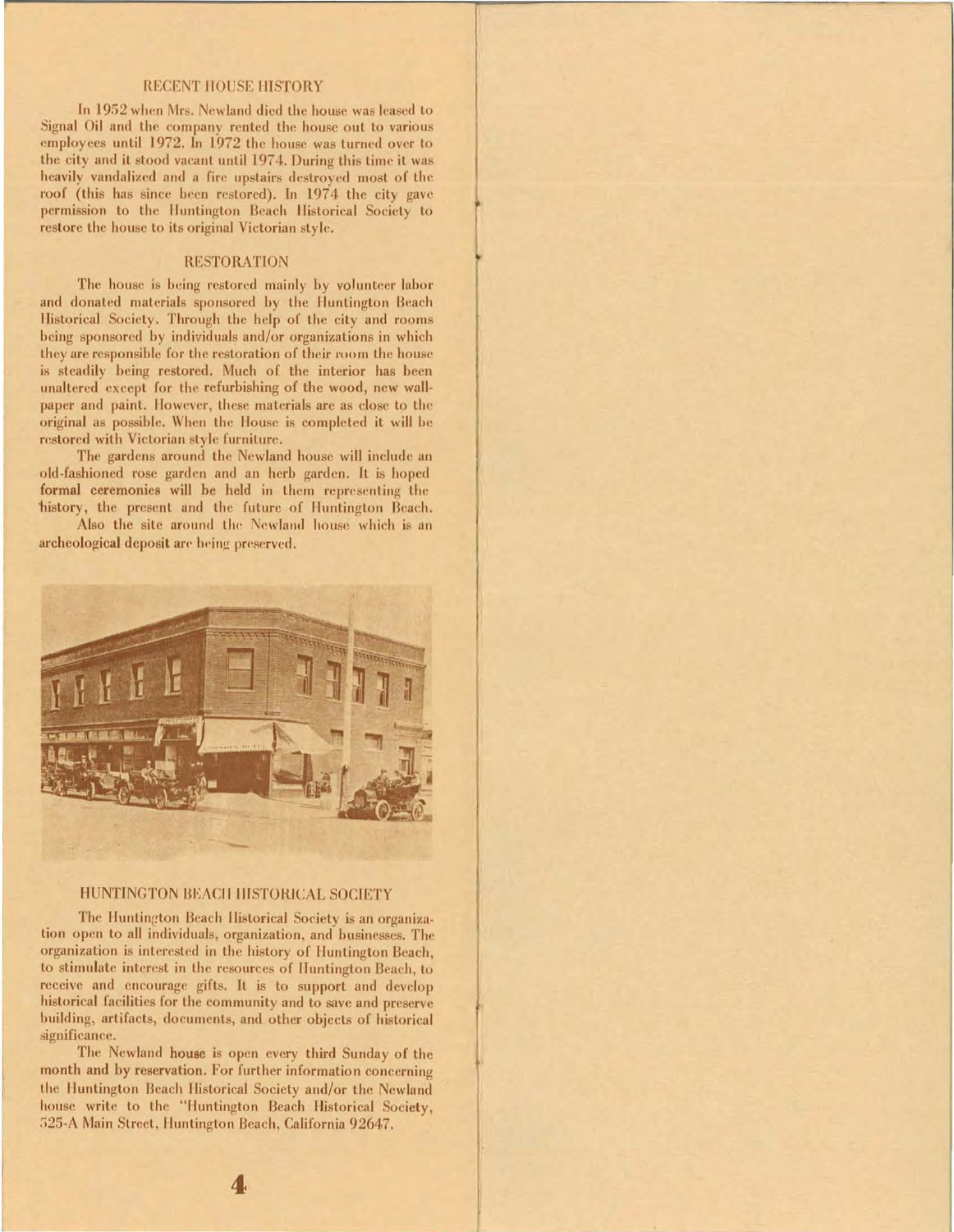## RECENT HOUSE HISTORY

In 1952 when Mrs. Newland died the house was leased to Signal Oil and the company rented the house out to various employees until 1972. In 1972 the house was turned over to the city and it stood vacant until 1974. During this time it was heavily vandalized and a fire upstairs destroyed most of the roof (this has since been restored). In 1974 the city gave permission to the Huntington Beach Historical Society to restore the house to its original Victorian style.

## RESTORATION

The house is being restored mainly by volunteer labor and donated materials sponsored by the Huntington Beach Historical Society. Through the help of the city and rooms being sponsored by individuals and/or organizations in which they are responsible for the restoration of their room the house is steadily being restored. Much of the interior has been unaltered except for the refurbishing of the wood, new wallpaper and paint. However, these materials are as close to the original as possible. When the House is completed it will be restored with Victorian style furniture.

The gardens around the Newland house will include an old-fashioned rose garden and an herb garden. It is hoped formal ceremonies will be held in them representing the history, the present and the future of Huntington Beach.

Also the site around the Newland house which is an archeological deposit are being preserved.

## HUNTINGTON BEACH HISTORICAL SOCIETY

The Huntington Beach Historical Society is an organization open to all individuals, organization, and businesses. The organization is interested in the history of Huntington Beach, to stimulate interest in the resources of Huntington Beach, to receive and encourage gifts. It is to support and develop historical facilities for the community and to save and preserve building, artifacts, documents, and other objects of historical significance.

The Newland house is open every third Sunday of the month and by reservation. For further information concerning the Huntington Beach Historical Society and/or the Newland house write to the "Huntington Beach Historical Society, 525-A Main Street, Huntington Beach, California 92647.